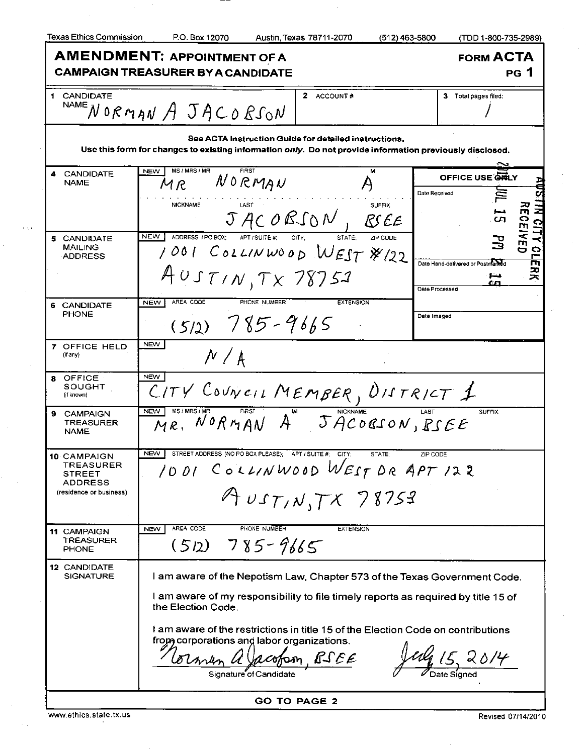Texas Ethics Commission P.O. Box 12070 Austin, Texas 78711-2070 (512) 463-5800 (TDD 1-800-735-2989)

# AMENDMENT: APPOINTMENT OF A CAMPAIGN TREASURER BY A CANDIDATE

**FORM ACTA**
**PG 1**

| 1 CANDIDATE NAME | 2 ACCOUNT # | 3 Total pages filed: |
|---|---|---|
| NORMAN A JACOBSON | | 1 |

**See ACTA Instruction Guide for detailed instructions.**
**Use this form for changes to existing information *only*. Do not provide information previously disclosed.**

| Field | Information |
|---|---|
| 4 CANDIDATE NAME | NEW — MS / MRS / MR: MR; FIRST: NORMAN; MI: A; NICKNAME: ; LAST: JACOBSON; SUFFIX: BSEE |
| 5 CANDIDATE MAILING ADDRESS | NEW — ADDRESS / PO BOX; APT / SUITE #; CITY; STATE; ZIP CODE: 1001 COLLINWOOD WEST #122 AUSTIN, TX 78753 |
| 6 CANDIDATE PHONE | NEW — AREA CODE / PHONE NUMBER / EXTENSION: (512) 785-9665 |
| 7 OFFICE HELD (if any) | NEW — N/A |
| 8 OFFICE SOUGHT (if known) | NEW — CITY COUNCIL MEMBER, DISTRICT 1 |
| 9 CAMPAIGN TREASURER NAME | NEW — MS / MRS / MR: MR.; FIRST: NORMAN; MI: A; NICKNAME: ; LAST: JACOBSON; SUFFIX: BSEE |
| 10 CAMPAIGN TREASURER STREET ADDRESS (residence or business) | NEW — STREET ADDRESS (NO PO BOX PLEASE); APT / SUITE #; CITY; STATE; ZIP CODE: 1001 COLLINWOOD WEST DR APT 122 AUSTIN, TX 78753 |
| 11 CAMPAIGN TREASURER PHONE | NEW — AREA CODE / PHONE NUMBER / EXTENSION: (512) 785-9665 |

**OFFICE USE ONLY**
Date Received: 2014 JUL 15 PM 2 15 — AUSTIN CITY CLERK RECEIVED
Date Hand-delivered or Postmarked:
Date Processed:
Date Imaged:

**12 CANDIDATE SIGNATURE**

I am aware of the Nepotism Law, Chapter 573 of the Texas Government Code.

I am aware of my responsibility to file timely reports as required by title 15 of the Election Code.

I am aware of the restrictions in title 15 of the Election Code on contributions from corporations and labor organizations.

Norman A Jacobson, BSEE — Signature of Candidate
July 15, 2014 — Date Signed

**GO TO PAGE 2**

www.ethics.state.tx.us Revised 07/14/2010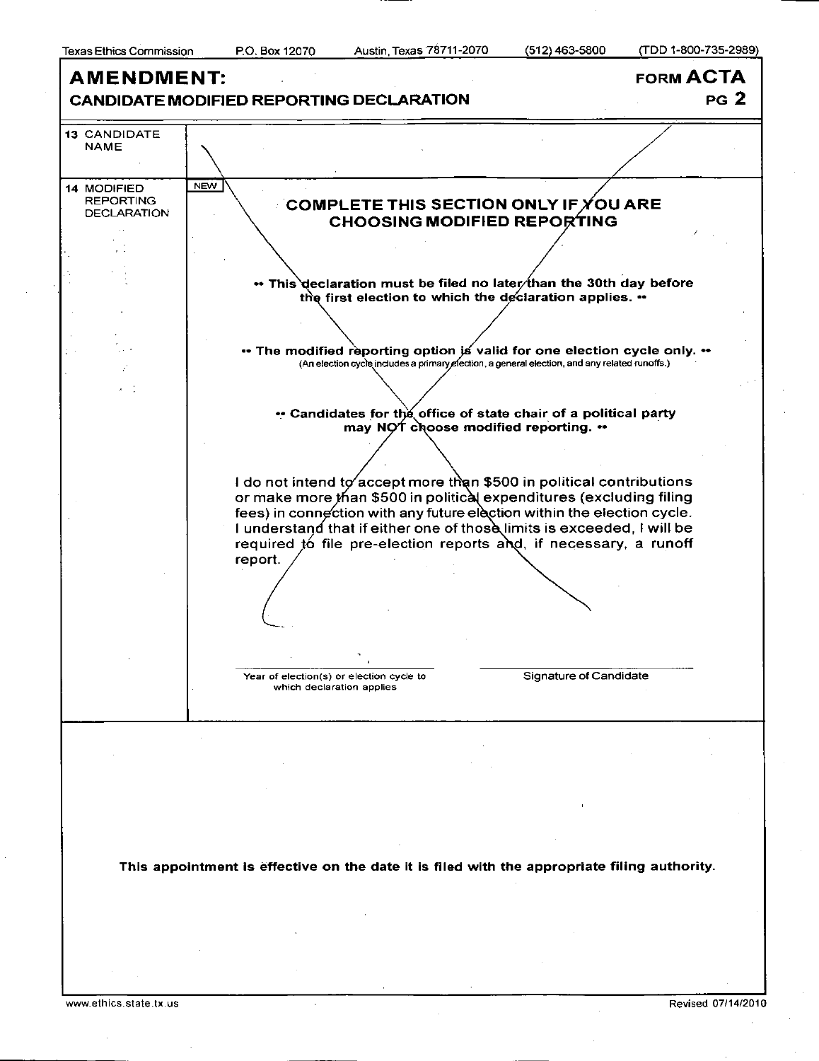Texas Ethics Commission P.O. Box 12070 Austin, Texas 78711-2070 (512) 463-5800 (TDD 1-800-735-2989)

# AMENDMENT: FORM ACTA

## CANDIDATE MODIFIED REPORTING DECLARATION PG 2

| | |
|---|---|
| 13 CANDIDATE NAME | |
| 14 MODIFIED REPORTING DECLARATION | NEW<br>**COMPLETE THIS SECTION ONLY IF YOU ARE CHOOSING MODIFIED REPORTING**<br>**•• This declaration must be filed no later than the 30th day before the first election to which the declaration applies. ••**<br>**•• The modified reporting option is valid for one election cycle only. ••**<br>(An election cycle includes a primary election, a general election, and any related runoffs.)<br>**•• Candidates for the office of state chair of a political party may NOT choose modified reporting. ••**<br>I do not intend to accept more than $500 in political contributions or make more than $500 in political expenditures (excluding filing fees) in connection with any future election within the election cycle. I understand that if either one of those limits is exceeded, I will be required to file pre-election reports and, if necessary, a runoff report.<br>Year of election(s) or election cycle to which declaration applies<br>Signature of Candidate |

**This appointment is effective on the date it is filed with the appropriate filing authority.**

www.ethics.state.tx.us Revised 07/14/2010